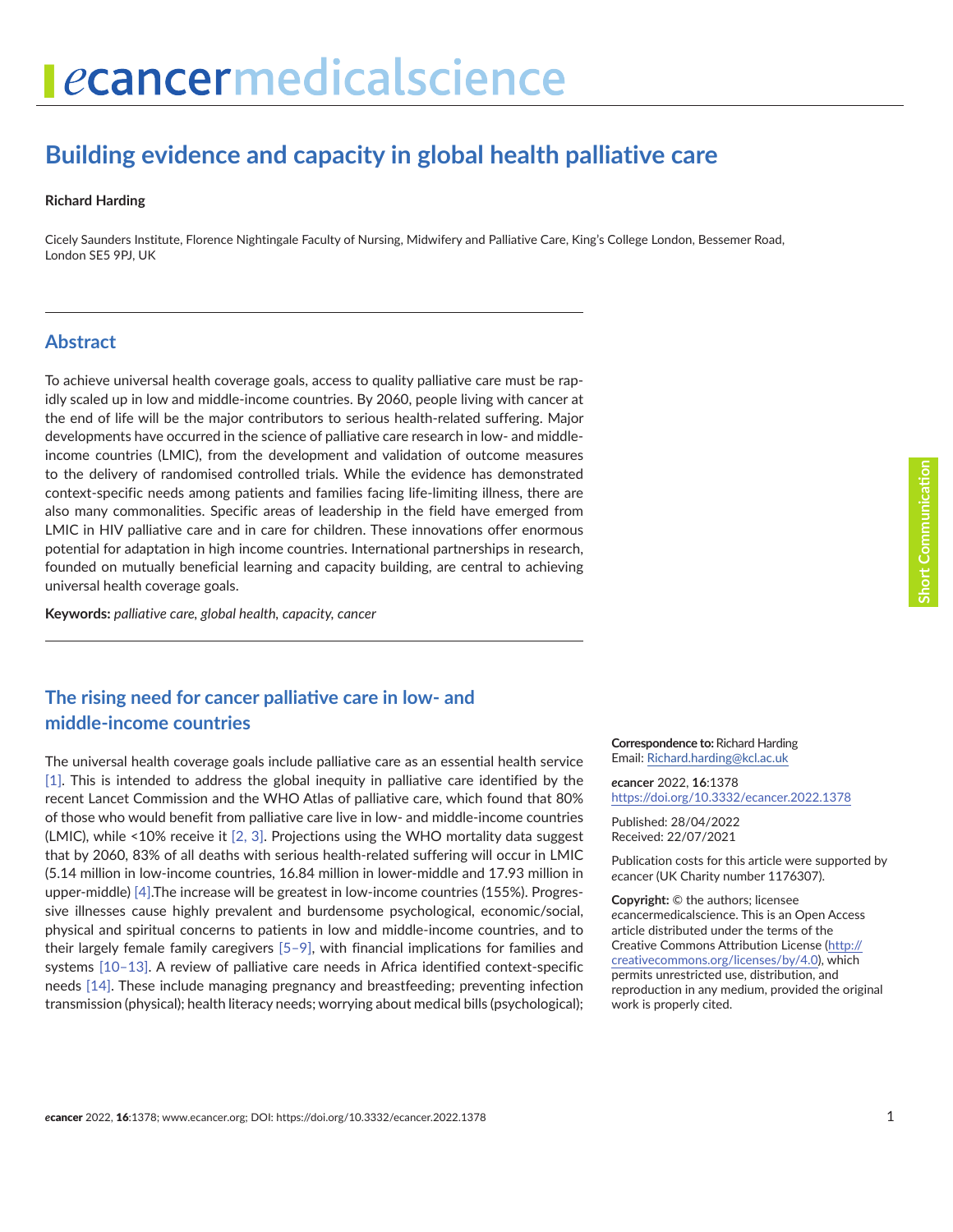# Building evidence and capacity in global health palliative care

**Richard Harding**

Cicely Saunders Institute, Florence Nightingale Faculty of Nursing, Midwifery and Palliative Care, King's College London, Bessemer Road, London SE5 9PJ, UK

## Abstract

To achieve universal health coverage goals, access to quality palliative care must be rapidly scaled up in low and middle-income countries. By 2060, people living with cancer at the end of life will be the major contributors to serious health-related suffering. Major developments have occurred in the science of palliative care research in low- and middle-income countries (LMIC), from the development and validation of outcome measures to the delivery of randomised controlled trials. While the evidence has demonstrated context-specific needs among patients and families facing life-limiting illness, there are also many commonalities. Specific areas of leadership in the field have emerged from LMIC in HIV palliative care and in care for children. These innovations offer enormous potential for adaptation in high income countries. International partnerships in research, founded on mutually beneficial learning and capacity building, are central to achieving universal health coverage goals.

**Keywords:** *palliative care, global health, capacity, cancer*

**Correspondence to:** Richard Harding
Email: Richard.harding@kcl.ac.uk

*e*cancer 2022, **16**:1378
https://doi.org/10.3332/ecancer.2022.1378

Published: 28/04/2022
Received: 22/07/2021

Publication costs for this article were supported by *e*cancer (UK Charity number 1176307).

**Copyright:** © the authors; licensee *e*cancermedicalscience. This is an Open Access article distributed under the terms of the Creative Commons Attribution License (http://creativecommons.org/licenses/by/4.0), which permits unrestricted use, distribution, and reproduction in any medium, provided the original work is properly cited.

## The rising need for cancer palliative care in low- and middle-income countries

The universal health coverage goals include palliative care as an essential health service [1]. This is intended to address the global inequity in palliative care identified by the recent Lancet Commission and the WHO Atlas of palliative care, which found that 80% of those who would benefit from palliative care live in low- and middle-income countries (LMIC), while <10% receive it [2, 3]. Projections using the WHO mortality data suggest that by 2060, 83% of all deaths with serious health-related suffering will occur in LMIC (5.14 million in low-income countries, 16.84 million in lower-middle and 17.93 million in upper-middle) [4].The increase will be greatest in low-income countries (155%). Progressive illnesses cause highly prevalent and burdensome psychological, economic/social, physical and spiritual concerns to patients in low and middle-income countries, and to their largely female family caregivers [5–9], with financial implications for families and systems [10–13]. A review of palliative care needs in Africa identified context-specific needs [14]. These include managing pregnancy and breastfeeding; preventing infection transmission (physical); health literacy needs; worrying about medical bills (psychological);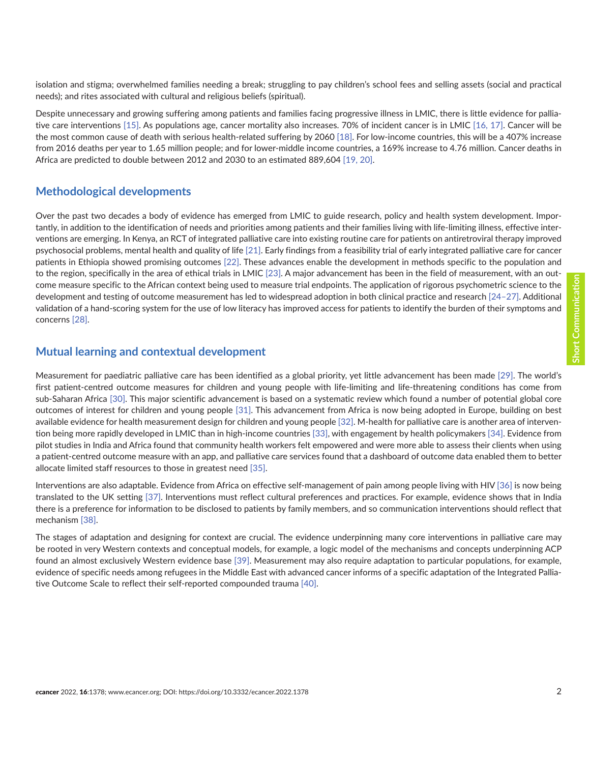isolation and stigma; overwhelmed families needing a break; struggling to pay children's school fees and selling assets (social and practical needs); and rites associated with cultural and religious beliefs (spiritual).

Despite unnecessary and growing suffering among patients and families facing progressive illness in LMIC, there is little evidence for palliative care interventions [15]. As populations age, cancer mortality also increases. 70% of incident cancer is in LMIC [16, 17]. Cancer will be the most common cause of death with serious health-related suffering by 2060 [18]. For low-income countries, this will be a 407% increase from 2016 deaths per year to 1.65 million people; and for lower-middle income countries, a 169% increase to 4.76 million. Cancer deaths in Africa are predicted to double between 2012 and 2030 to an estimated 889,604 [19, 20].

## Methodological developments

Over the past two decades a body of evidence has emerged from LMIC to guide research, policy and health system development. Importantly, in addition to the identification of needs and priorities among patients and their families living with life-limiting illness, effective interventions are emerging. In Kenya, an RCT of integrated palliative care into existing routine care for patients on antiretroviral therapy improved psychosocial problems, mental health and quality of life [21]. Early findings from a feasibility trial of early integrated palliative care for cancer patients in Ethiopia showed promising outcomes [22]. These advances enable the development in methods specific to the population and to the region, specifically in the area of ethical trials in LMIC [23]. A major advancement has been in the field of measurement, with an outcome measure specific to the African context being used to measure trial endpoints. The application of rigorous psychometric science to the development and testing of outcome measurement has led to widespread adoption in both clinical practice and research [24–27]. Additional validation of a hand-scoring system for the use of low literacy has improved access for patients to identify the burden of their symptoms and concerns [28].

## Mutual learning and contextual development

Measurement for paediatric palliative care has been identified as a global priority, yet little advancement has been made [29]. The world's first patient-centred outcome measures for children and young people with life-limiting and life-threatening conditions has come from sub-Saharan Africa [30]. This major scientific advancement is based on a systematic review which found a number of potential global core outcomes of interest for children and young people [31]. This advancement from Africa is now being adopted in Europe, building on best available evidence for health measurement design for children and young people [32]. M-health for palliative care is another area of intervention being more rapidly developed in LMIC than in high-income countries [33], with engagement by health policymakers [34]. Evidence from pilot studies in India and Africa found that community health workers felt empowered and were more able to assess their clients when using a patient-centred outcome measure with an app, and palliative care services found that a dashboard of outcome data enabled them to better allocate limited staff resources to those in greatest need [35].

Interventions are also adaptable. Evidence from Africa on effective self-management of pain among people living with HIV [36] is now being translated to the UK setting [37]. Interventions must reflect cultural preferences and practices. For example, evidence shows that in India there is a preference for information to be disclosed to patients by family members, and so communication interventions should reflect that mechanism [38].

The stages of adaptation and designing for context are crucial. The evidence underpinning many core interventions in palliative care may be rooted in very Western contexts and conceptual models, for example, a logic model of the mechanisms and concepts underpinning ACP found an almost exclusively Western evidence base [39]. Measurement may also require adaptation to particular populations, for example, evidence of specific needs among refugees in the Middle East with advanced cancer informs of a specific adaptation of the Integrated Palliative Outcome Scale to reflect their self-reported compounded trauma [40].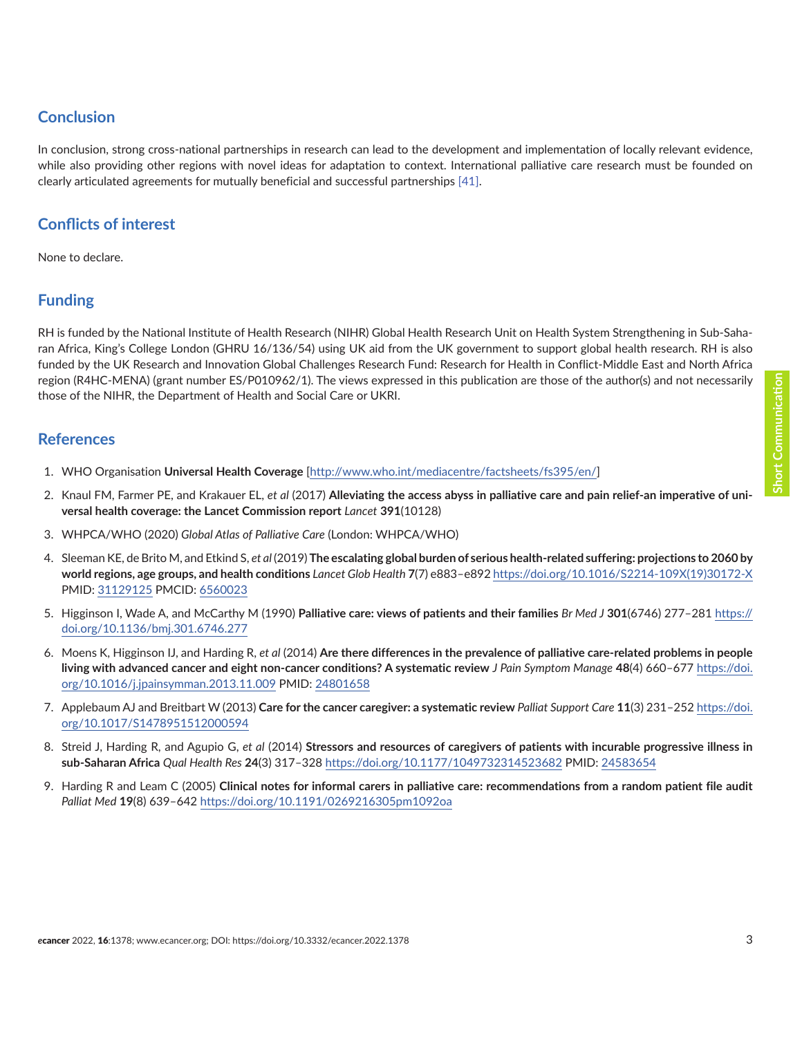## Conclusion

In conclusion, strong cross-national partnerships in research can lead to the development and implementation of locally relevant evidence, while also providing other regions with novel ideas for adaptation to context. International palliative care research must be founded on clearly articulated agreements for mutually beneficial and successful partnerships [41].

## Conflicts of interest

None to declare.

## Funding

RH is funded by the National Institute of Health Research (NIHR) Global Health Research Unit on Health System Strengthening in Sub-Saharan Africa, King's College London (GHRU 16/136/54) using UK aid from the UK government to support global health research. RH is also funded by the UK Research and Innovation Global Challenges Research Fund: Research for Health in Conflict-Middle East and North Africa region (R4HC-MENA) (grant number ES/P010962/1). The views expressed in this publication are those of the author(s) and not necessarily those of the NIHR, the Department of Health and Social Care or UKRI.

## References

1. WHO Organisation **Universal Health Coverage** [http://www.who.int/mediacentre/factsheets/fs395/en/]
2. Knaul FM, Farmer PE, and Krakauer EL, *et al* (2017) **Alleviating the access abyss in palliative care and pain relief-an imperative of universal health coverage: the Lancet Commission report** *Lancet* **391**(10128)
3. WHPCA/WHO (2020) *Global Atlas of Palliative Care* (London: WHPCA/WHO)
4. Sleeman KE, de Brito M, and Etkind S, *et al* (2019) **The escalating global burden of serious health-related suffering: projections to 2060 by world regions, age groups, and health conditions** *Lancet Glob Health* **7**(7) e883–e892 https://doi.org/10.1016/S2214-109X(19)30172-X PMID: 31129125 PMCID: 6560023
5. Higginson I, Wade A, and McCarthy M (1990) **Palliative care: views of patients and their families** *Br Med J* **301**(6746) 277–281 https://doi.org/10.1136/bmj.301.6746.277
6. Moens K, Higginson IJ, and Harding R, *et al* (2014) **Are there differences in the prevalence of palliative care-related problems in people living with advanced cancer and eight non-cancer conditions? A systematic review** *J Pain Symptom Manage* **48**(4) 660–677 https://doi.org/10.1016/j.jpainsymman.2013.11.009 PMID: 24801658
7. Applebaum AJ and Breitbart W (2013) **Care for the cancer caregiver: a systematic review** *Palliat Support Care* **11**(3) 231–252 https://doi.org/10.1017/S1478951512000594
8. Streid J, Harding R, and Agupio G, *et al* (2014) **Stressors and resources of caregivers of patients with incurable progressive illness in sub-Saharan Africa** *Qual Health Res* **24**(3) 317–328 https://doi.org/10.1177/1049732314523682 PMID: 24583654
9. Harding R and Leam C (2005) **Clinical notes for informal carers in palliative care: recommendations from a random patient file audit** *Palliat Med* **19**(8) 639–642 https://doi.org/10.1191/0269216305pm1092oa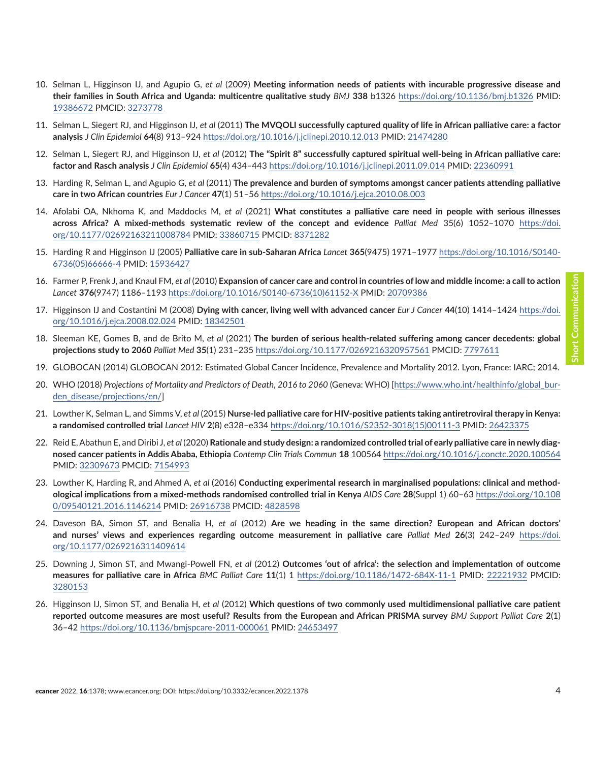10. Selman L, Higginson IJ, and Agupio G, *et al* (2009) **Meeting information needs of patients with incurable progressive disease and their families in South Africa and Uganda: multicentre qualitative study** *BMJ* **338** b1326 https://doi.org/10.1136/bmj.b1326 PMID: 19386672 PMCID: 3273778

11. Selman L, Siegert RJ, and Higginson IJ, *et al* (2011) **The MVQOLI successfully captured quality of life in African palliative care: a factor analysis** *J Clin Epidemiol* **64**(8) 913–924 https://doi.org/10.1016/j.jclinepi.2010.12.013 PMID: 21474280

12. Selman L, Siegert RJ, and Higginson IJ, *et al* (2012) **The "Spirit 8" successfully captured spiritual well-being in African palliative care: factor and Rasch analysis** *J Clin Epidemiol* **65**(4) 434–443 https://doi.org/10.1016/j.jclinepi.2011.09.014 PMID: 22360991

13. Harding R, Selman L, and Agupio G, *et al* (2011) **The prevalence and burden of symptoms amongst cancer patients attending palliative care in two African countries** *Eur J Cancer* **47**(1) 51–56 https://doi.org/10.1016/j.ejca.2010.08.003

14. Afolabi OA, Nkhoma K, and Maddocks M, *et al* (2021) **What constitutes a palliative care need in people with serious illnesses across Africa? A mixed-methods systematic review of the concept and evidence** *Palliat Med* 35(6) 1052–1070 https://doi.org/10.1177/02692163211008784 PMID: 33860715 PMCID: 8371282

15. Harding R and Higginson IJ (2005) **Palliative care in sub-Saharan Africa** *Lancet* **365**(9475) 1971–1977 https://doi.org/10.1016/S0140-6736(05)66666-4 PMID: 15936427

16. Farmer P, Frenk J, and Knaul FM, *et al* (2010) **Expansion of cancer care and control in countries of low and middle income: a call to action** *Lancet* **376**(9747) 1186–1193 https://doi.org/10.1016/S0140-6736(10)61152-X PMID: 20709386

17. Higginson IJ and Costantini M (2008) **Dying with cancer, living well with advanced cancer** *Eur J Cancer* **44**(10) 1414–1424 https://doi.org/10.1016/j.ejca.2008.02.024 PMID: 18342501

18. Sleeman KE, Gomes B, and de Brito M, *et al* (2021) **The burden of serious health-related suffering among cancer decedents: global projections study to 2060** *Palliat Med* **35**(1) 231–235 https://doi.org/10.1177/0269216320957561 PMCID: 7797611

19. GLOBOCAN (2014) GLOBOCAN 2012: Estimated Global Cancer Incidence, Prevalence and Mortality 2012. Lyon, France: IARC; 2014.

20. WHO (2018) *Projections of Mortality and Predictors of Death, 2016 to 2060* (Geneva: WHO) [https://www.who.int/healthinfo/global_burden_disease/projections/en/]

21. Lowther K, Selman L, and Simms V, *et al* (2015) **Nurse-led palliative care for HIV-positive patients taking antiretroviral therapy in Kenya: a randomised controlled trial** *Lancet HIV* **2**(8) e328–e334 https://doi.org/10.1016/S2352-3018(15)00111-3 PMID: 26423375

22. Reid E, Abathun E, and Diribi J, *et al* (2020) **Rationale and study design: a randomized controlled trial of early palliative care in newly diagnosed cancer patients in Addis Ababa, Ethiopia** *Contemp Clin Trials Commun* **18** 100564 https://doi.org/10.1016/j.conctc.2020.100564 PMID: 32309673 PMCID: 7154993

23. Lowther K, Harding R, and Ahmed A, *et al* (2016) **Conducting experimental research in marginalised populations: clinical and methodological implications from a mixed-methods randomised controlled trial in Kenya** *AIDS Care* **28**(Suppl 1) 60–63 https://doi.org/10.1080/09540121.2016.1146214 PMID: 26916738 PMCID: 4828598

24. Daveson BA, Simon ST, and Benalia H, *et al* (2012) **Are we heading in the same direction? European and African doctors' and nurses' views and experiences regarding outcome measurement in palliative care** *Palliat Med* **26**(3) 242–249 https://doi.org/10.1177/0269216311409614

25. Downing J, Simon ST, and Mwangi-Powell FN, *et al* (2012) **Outcomes 'out of africa': the selection and implementation of outcome measures for palliative care in Africa** *BMC Palliat Care* **11**(1) 1 https://doi.org/10.1186/1472-684X-11-1 PMID: 22221932 PMCID: 3280153

26. Higginson IJ, Simon ST, and Benalia H, *et al* (2012) **Which questions of two commonly used multidimensional palliative care patient reported outcome measures are most useful? Results from the European and African PRISMA survey** *BMJ Support Palliat Care* **2**(1) 36–42 https://doi.org/10.1136/bmjspcare-2011-000061 PMID: 24653497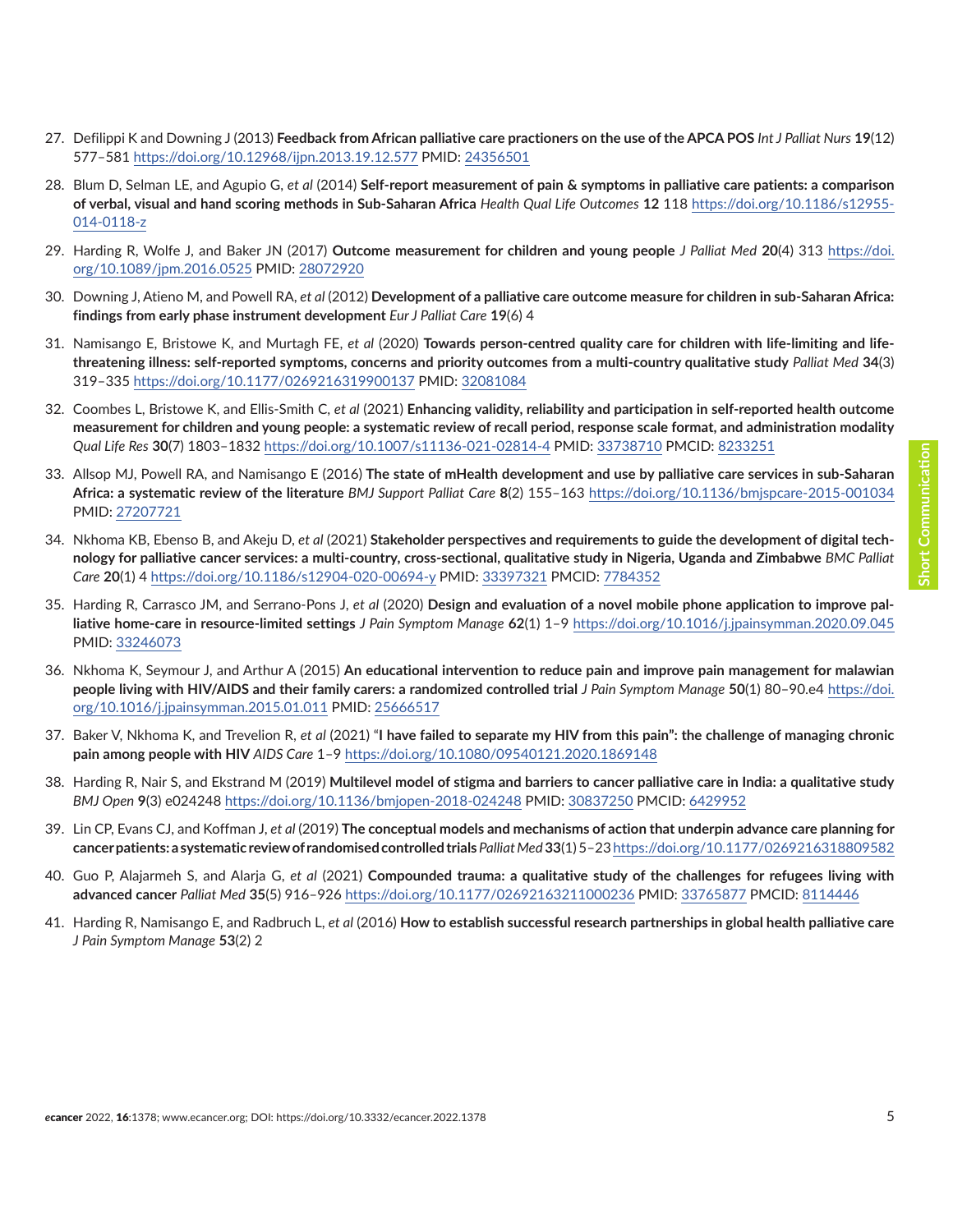27. Defilippi K and Downing J (2013) **Feedback from African palliative care practioners on the use of the APCA POS** *Int J Palliat Nurs* **19**(12) 577–581 https://doi.org/10.12968/ijpn.2013.19.12.577 PMID: 24356501

28. Blum D, Selman LE, and Agupio G, *et al* (2014) **Self-report measurement of pain & symptoms in palliative care patients: a comparison of verbal, visual and hand scoring methods in Sub-Saharan Africa** *Health Qual Life Outcomes* **12** 118 https://doi.org/10.1186/s12955-014-0118-z

29. Harding R, Wolfe J, and Baker JN (2017) **Outcome measurement for children and young people** *J Palliat Med* **20**(4) 313 https://doi.org/10.1089/jpm.2016.0525 PMID: 28072920

30. Downing J, Atieno M, and Powell RA, *et al* (2012) **Development of a palliative care outcome measure for children in sub-Saharan Africa: findings from early phase instrument development** *Eur J Palliat Care* **19**(6) 4

31. Namisango E, Bristowe K, and Murtagh FE, *et al* (2020) **Towards person-centred quality care for children with life-limiting and life-threatening illness: self-reported symptoms, concerns and priority outcomes from a multi-country qualitative study** *Palliat Med* **34**(3) 319–335 https://doi.org/10.1177/0269216319900137 PMID: 32081084

32. Coombes L, Bristowe K, and Ellis-Smith C, *et al* (2021) **Enhancing validity, reliability and participation in self-reported health outcome measurement for children and young people: a systematic review of recall period, response scale format, and administration modality** *Qual Life Res* **30**(7) 1803–1832 https://doi.org/10.1007/s11136-021-02814-4 PMID: 33738710 PMCID: 8233251

33. Allsop MJ, Powell RA, and Namisango E (2016) **The state of mHealth development and use by palliative care services in sub-Saharan Africa: a systematic review of the literature** *BMJ Support Palliat Care* **8**(2) 155–163 https://doi.org/10.1136/bmjspcare-2015-001034 PMID: 27207721

34. Nkhoma KB, Ebenso B, and Akeju D, *et al* (2021) **Stakeholder perspectives and requirements to guide the development of digital technology for palliative cancer services: a multi-country, cross-sectional, qualitative study in Nigeria, Uganda and Zimbabwe** *BMC Palliat Care* **20**(1) 4 https://doi.org/10.1186/s12904-020-00694-y PMID: 33397321 PMCID: 7784352

35. Harding R, Carrasco JM, and Serrano-Pons J, *et al* (2020) **Design and evaluation of a novel mobile phone application to improve palliative home-care in resource-limited settings** *J Pain Symptom Manage* **62**(1) 1–9 https://doi.org/10.1016/j.jpainsymman.2020.09.045 PMID: 33246073

36. Nkhoma K, Seymour J, and Arthur A (2015) **An educational intervention to reduce pain and improve pain management for malawian people living with HIV/AIDS and their family carers: a randomized controlled trial** *J Pain Symptom Manage* **50**(1) 80–90.e4 https://doi.org/10.1016/j.jpainsymman.2015.01.011 PMID: 25666517

37. Baker V, Nkhoma K, and Trevelion R, *et al* (2021) "**I have failed to separate my HIV from this pain": the challenge of managing chronic pain among people with HIV** *AIDS Care* 1–9 https://doi.org/10.1080/09540121.2020.1869148

38. Harding R, Nair S, and Ekstrand M (2019) **Multilevel model of stigma and barriers to cancer palliative care in India: a qualitative study** *BMJ Open* **9**(3) e024248 https://doi.org/10.1136/bmjopen-2018-024248 PMID: 30837250 PMCID: 6429952

39. Lin CP, Evans CJ, and Koffman J, *et al* (2019) **The conceptual models and mechanisms of action that underpin advance care planning for cancer patients: a systematic review of randomised controlled trials** *Palliat Med* **33**(1) 5–23 https://doi.org/10.1177/0269216318809582

40. Guo P, Alajarmeh S, and Alarja G, *et al* (2021) **Compounded trauma: a qualitative study of the challenges for refugees living with advanced cancer** *Palliat Med* **35**(5) 916–926 https://doi.org/10.1177/02692163211000236 PMID: 33765877 PMCID: 8114446

41. Harding R, Namisango E, and Radbruch L, *et al* (2016) **How to establish successful research partnerships in global health palliative care** *J Pain Symptom Manage* **53**(2) 2